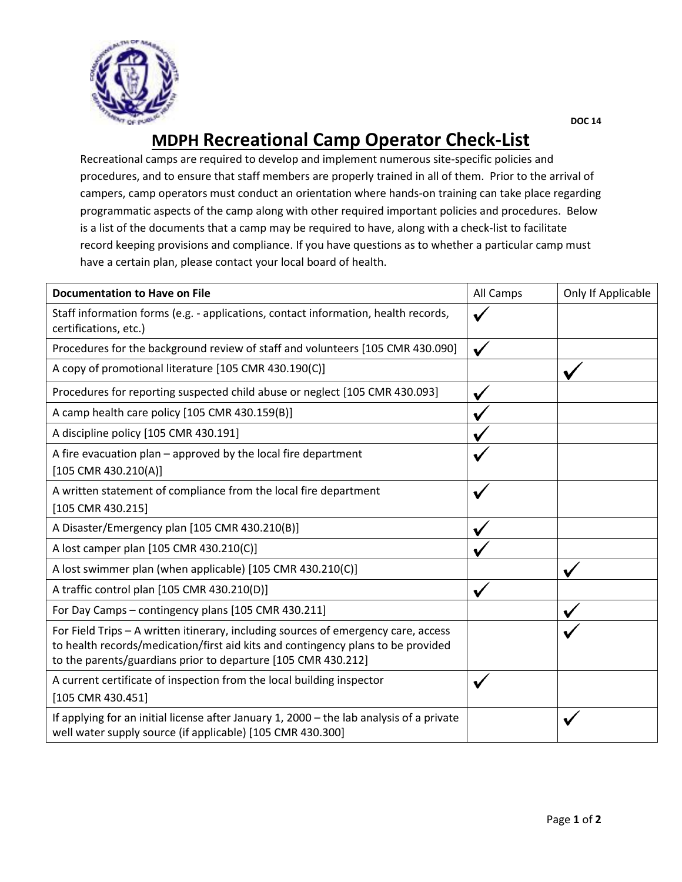DOC 14

# MDPH Recreational Camp Operator Check-List

Recreational camps are required to develop and implement numerous site-specific policies and procedures, and to ensure that staff members are properly trained in all of them. Prior to the arrival of campers, camp operators must conduct an orientation where hands-on training can take place regarding programmatic aspects of the camp along with other required important policies and procedures. Below is a list of the documents that a camp may be required to have, along with a check-list to facilitate record keeping provisions and compliance. If you have questions as to whether a particular camp must have a certain plan, please contact your local board of health.

| Documentation to Have on File | All Camps | Only If Applicable |
|---|---|---|
| Staff information forms (e.g. - applications, contact information, health records, certifications, etc.) | ✓ | |
| Procedures for the background review of staff and volunteers [105 CMR 430.090] | ✓ | |
| A copy of promotional literature [105 CMR 430.190(C)] | | ✓ |
| Procedures for reporting suspected child abuse or neglect [105 CMR 430.093] | ✓ | |
| A camp health care policy [105 CMR 430.159(B)] | ✓ | |
| A discipline policy [105 CMR 430.191] | ✓ | |
| A fire evacuation plan – approved by the local fire department [105 CMR 430.210(A)] | ✓ | |
| A written statement of compliance from the local fire department [105 CMR 430.215] | ✓ | |
| A Disaster/Emergency plan [105 CMR 430.210(B)] | ✓ | |
| A lost camper plan [105 CMR 430.210(C)] | ✓ | |
| A lost swimmer plan (when applicable) [105 CMR 430.210(C)] | | ✓ |
| A traffic control plan [105 CMR 430.210(D)] | ✓ | |
| For Day Camps – contingency plans [105 CMR 430.211] | | ✓ |
| For Field Trips – A written itinerary, including sources of emergency care, access to health records/medication/first aid kits and contingency plans to be provided to the parents/guardians prior to departure [105 CMR 430.212] | | ✓ |
| A current certificate of inspection from the local building inspector [105 CMR 430.451] | ✓ | |
| If applying for an initial license after January 1, 2000 – the lab analysis of a private well water supply source (if applicable) [105 CMR 430.300] | | ✓ |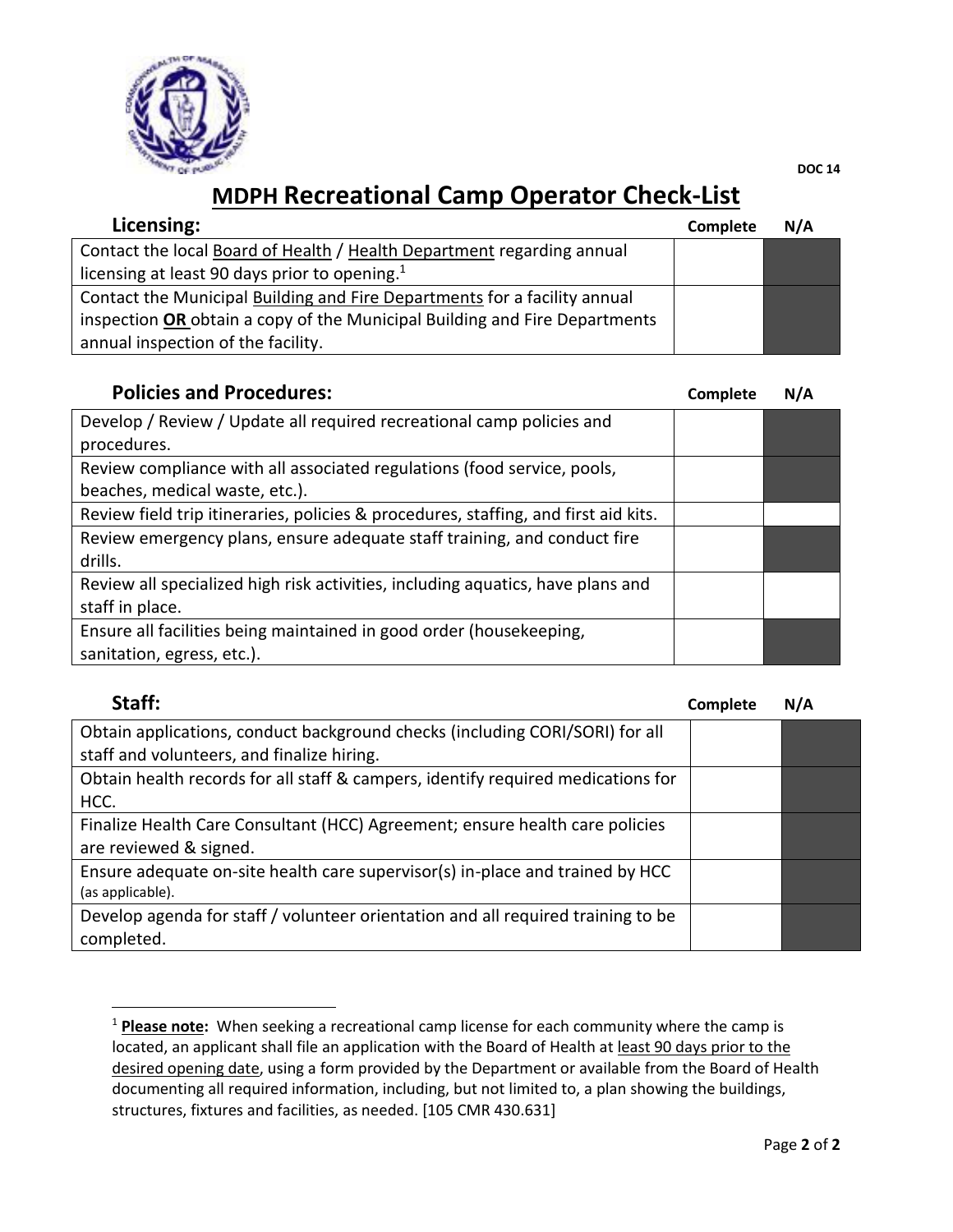DOC 14

# MDPH Recreational Camp Operator Check-List

## Licensing:

| | Complete | N/A |
|---|---|---|
| Contact the local Board of Health / Health Department regarding annual licensing at least 90 days prior to opening.[1] | | |
| Contact the Municipal Building and Fire Departments for a facility annual inspection **OR** obtain a copy of the Municipal Building and Fire Departments annual inspection of the facility. | | |

## Policies and Procedures:

| | Complete | N/A |
|---|---|---|
| Develop / Review / Update all required recreational camp policies and procedures. | | |
| Review compliance with all associated regulations (food service, pools, beaches, medical waste, etc.). | | |
| Review field trip itineraries, policies & procedures, staffing, and first aid kits. | | |
| Review emergency plans, ensure adequate staff training, and conduct fire drills. | | |
| Review all specialized high risk activities, including aquatics, have plans and staff in place. | | |
| Ensure all facilities being maintained in good order (housekeeping, sanitation, egress, etc.). | | |

## Staff:

| | Complete | N/A |
|---|---|---|
| Obtain applications, conduct background checks (including CORI/SORI) for all staff and volunteers, and finalize hiring. | | |
| Obtain health records for all staff & campers, identify required medications for HCC. | | |
| Finalize Health Care Consultant (HCC) Agreement; ensure health care policies are reviewed & signed. | | |
| Ensure adequate on-site health care supervisor(s) in-place and trained by HCC (as applicable). | | |
| Develop agenda for staff / volunteer orientation and all required training to be completed. | | |

[1] **Please note:** When seeking a recreational camp license for each community where the camp is located, an applicant shall file an application with the Board of Health at least 90 days prior to the desired opening date, using a form provided by the Department or available from the Board of Health documenting all required information, including, but not limited to, a plan showing the buildings, structures, fixtures and facilities, as needed. [105 CMR 430.631]